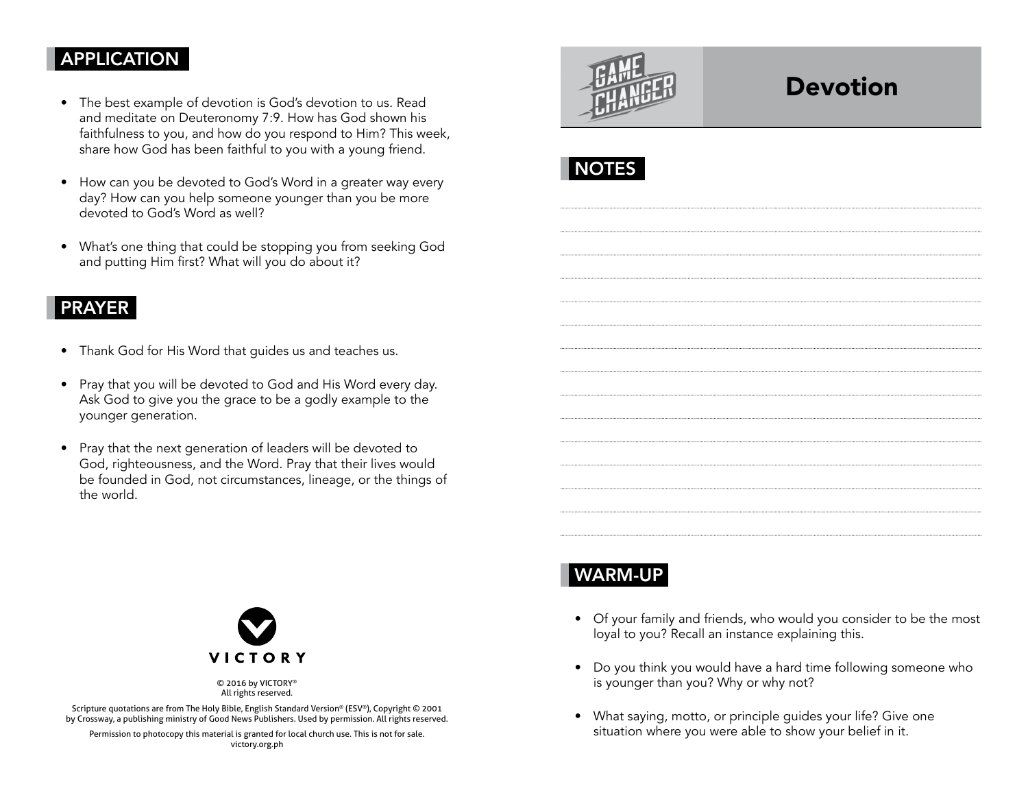# Devotion

## NOTES

## WARM-UP

- Of your family and friends, who would you consider to be the most loyal to you? Recall an instance explaining this.
- Do you think you would have a hard time following someone who is younger than you? Why or why not?
- What saying, motto, or principle guides your life? Give one situation where you were able to show your belief in it.

## APPLICATION

- The best example of devotion is God's devotion to us. Read and meditate on Deuteronomy 7:9. How has God shown his faithfulness to you, and how do you respond to Him? This week, share how God has been faithful to you with a young friend.
- How can you be devoted to God's Word in a greater way every day? How can you help someone younger than you be more devoted to God's Word as well?
- What's one thing that could be stopping you from seeking God and putting Him first? What will you do about it?

## PRAYER

- Thank God for His Word that guides us and teaches us.
- Pray that you will be devoted to God and His Word every day. Ask God to give you the grace to be a godly example to the younger generation.
- Pray that the next generation of leaders will be devoted to God, righteousness, and the Word. Pray that their lives would be founded in God, not circumstances, lineage, or the things of the world.

VICTORY

© 2016 by VICTORY®
All rights reserved.

Scripture quotations are from The Holy Bible, English Standard Version® (ESV®), Copyright © 2001 by Crossway, a publishing ministry of Good News Publishers. Used by permission. All rights reserved.

Permission to photocopy this material is granted for local church use. This is not for sale.
victory.org.ph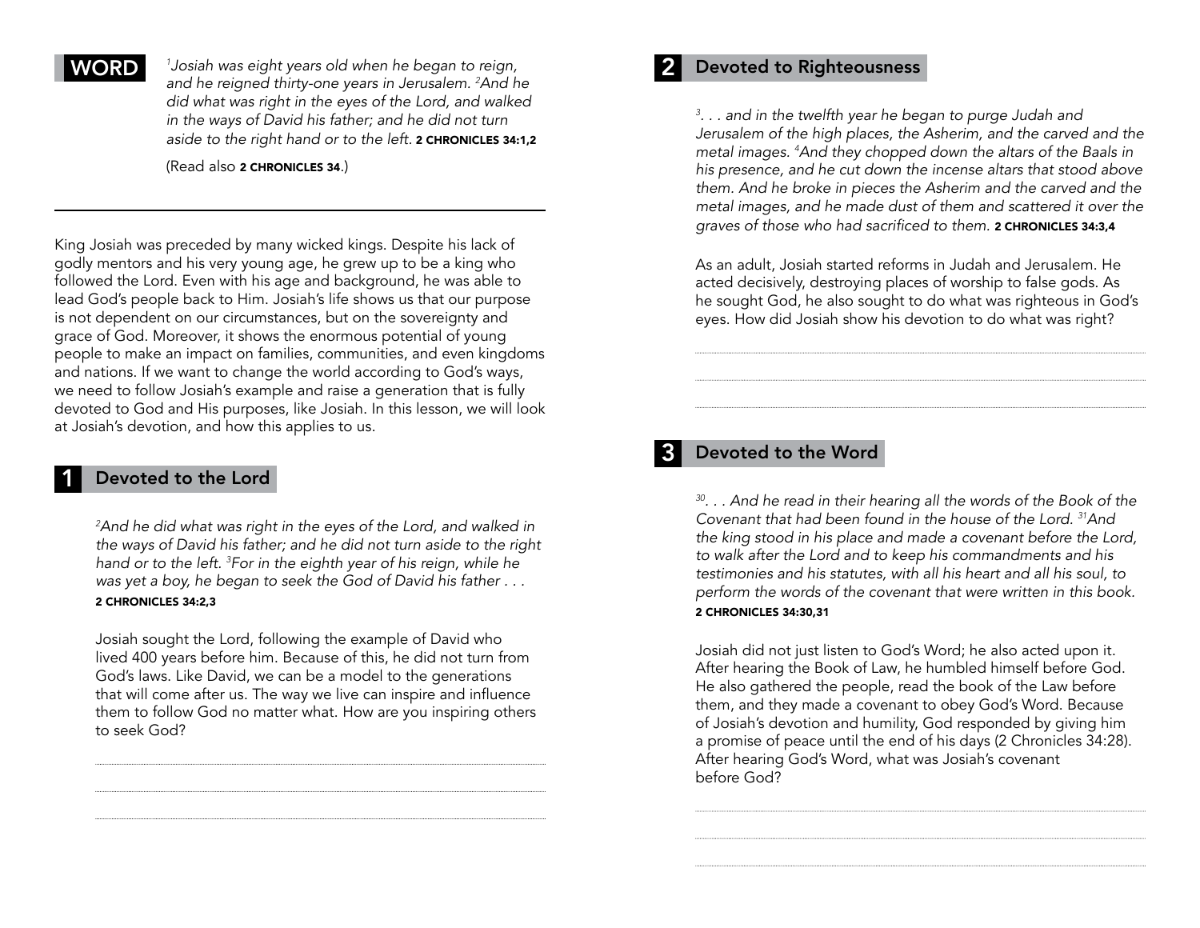## WORD

*[1]Josiah was eight years old when he began to reign, and he reigned thirty-one years in Jerusalem. [2]And he did what was right in the eyes of the Lord, and walked in the ways of David his father; and he did not turn aside to the right hand or to the left.* **2 CHRONICLES 34:1,2**

(Read also **2 CHRONICLES 34**.)

---

King Josiah was preceded by many wicked kings. Despite his lack of godly mentors and his very young age, he grew up to be a king who followed the Lord. Even with his age and background, he was able to lead God's people back to Him. Josiah's life shows us that our purpose is not dependent on our circumstances, but on the sovereignty and grace of God. Moreover, it shows the enormous potential of young people to make an impact on families, communities, and even kingdoms and nations. If we want to change the world according to God's ways, we need to follow Josiah's example and raise a generation that is fully devoted to God and His purposes, like Josiah. In this lesson, we will look at Josiah's devotion, and how this applies to us.

## 1 Devoted to the Lord

*[2]And he did what was right in the eyes of the Lord, and walked in the ways of David his father; and he did not turn aside to the right hand or to the left. [3]For in the eighth year of his reign, while he was yet a boy, he began to seek the God of David his father . . .*
**2 CHRONICLES 34:2,3**

Josiah sought the Lord, following the example of David who lived 400 years before him. Because of this, he did not turn from God's laws. Like David, we can be a model to the generations that will come after us. The way we live can inspire and influence them to follow God no matter what. How are you inspiring others to seek God?

## 2 Devoted to Righteousness

*[3]. . . and in the twelfth year he began to purge Judah and Jerusalem of the high places, the Asherim, and the carved and the metal images. [4]And they chopped down the altars of the Baals in his presence, and he cut down the incense altars that stood above them. And he broke in pieces the Asherim and the carved and the metal images, and he made dust of them and scattered it over the graves of those who had sacrificed to them.* **2 CHRONICLES 34:3,4**

As an adult, Josiah started reforms in Judah and Jerusalem. He acted decisively, destroying places of worship to false gods. As he sought God, he also sought to do what was righteous in God's eyes. How did Josiah show his devotion to do what was right?

## 3 Devoted to the Word

*[30]. . . And he read in their hearing all the words of the Book of the Covenant that had been found in the house of the Lord. [31]And the king stood in his place and made a covenant before the Lord, to walk after the Lord and to keep his commandments and his testimonies and his statutes, with all his heart and all his soul, to perform the words of the covenant that were written in this book.*
**2 CHRONICLES 34:30,31**

Josiah did not just listen to God's Word; he also acted upon it. After hearing the Book of Law, he humbled himself before God. He also gathered the people, read the book of the Law before them, and they made a covenant to obey God's Word. Because of Josiah's devotion and humility, God responded by giving him a promise of peace until the end of his days (2 Chronicles 34:28). After hearing God's Word, what was Josiah's covenant before God?